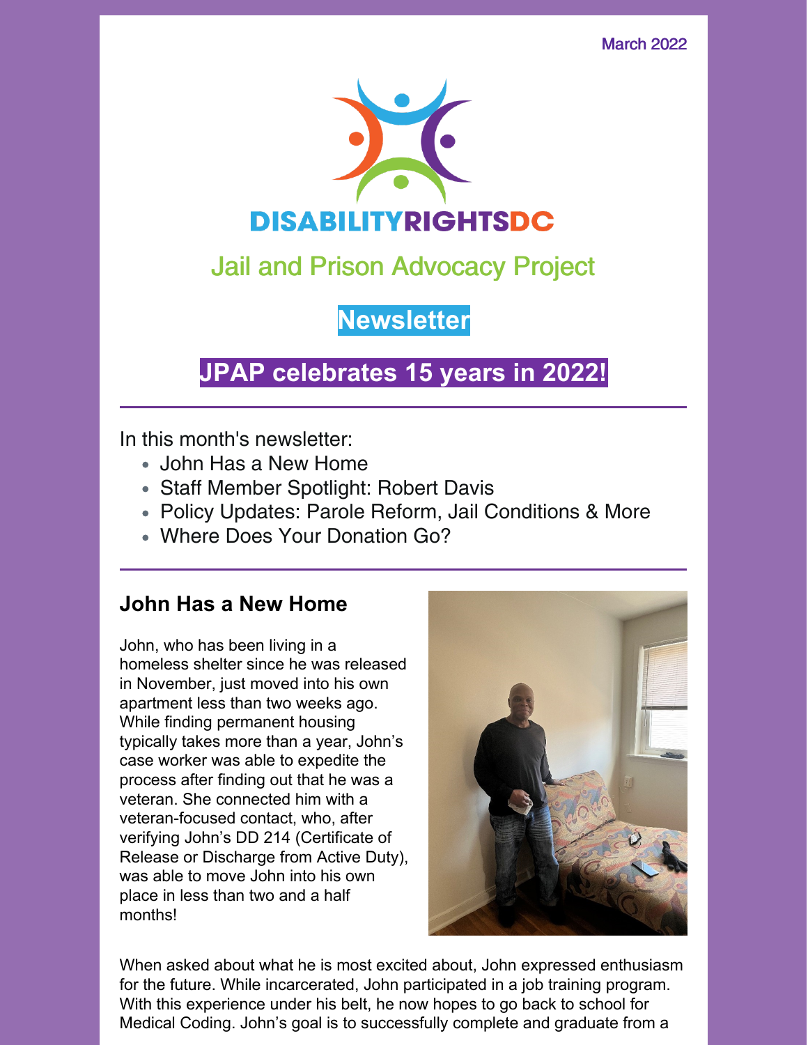March 2022

DISABILITYRIGHTSDC

## Jail and Prison Advocacy Project

## Newsletter

## JPAP celebrates 15 years in 2022!

---

In this month's newsletter:

- John Has a New Home
- Staff Member Spotlight: Robert Davis
- Policy Updates: Parole Reform, Jail Conditions & More
- Where Does Your Donation Go?

---

### John Has a New Home

John, who has been living in a homeless shelter since he was released in November, just moved into his own apartment less than two weeks ago. While finding permanent housing typically takes more than a year, John's case worker was able to expedite the process after finding out that he was a veteran. She connected him with a veteran-focused contact, who, after verifying John's DD 214 (Certificate of Release or Discharge from Active Duty), was able to move John into his own place in less than two and a half months!

When asked about what he is most excited about, John expressed enthusiasm for the future. While incarcerated, John participated in a job training program. With this experience under his belt, he now hopes to go back to school for Medical Coding. John's goal is to successfully complete and graduate from a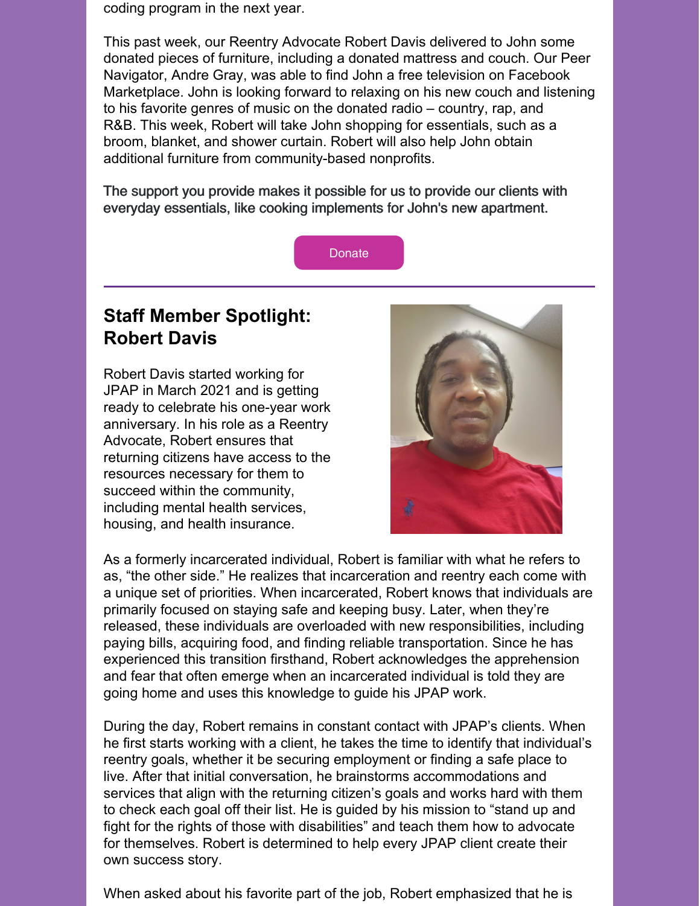coding program in the next year.

This past week, our Reentry Advocate Robert Davis delivered to John some donated pieces of furniture, including a donated mattress and couch. Our Peer Navigator, Andre Gray, was able to find John a free television on Facebook Marketplace. John is looking forward to relaxing on his new couch and listening to his favorite genres of music on the donated radio – country, rap, and R&B. This week, Robert will take John shopping for essentials, such as a broom, blanket, and shower curtain. Robert will also help John obtain additional furniture from community-based nonprofits.

The support you provide makes it possible for us to provide our clients with everyday essentials, like cooking implements for John's new apartment.

Donate

---

## Staff Member Spotlight: Robert Davis

Robert Davis started working for JPAP in March 2021 and is getting ready to celebrate his one-year work anniversary. In his role as a Reentry Advocate, Robert ensures that returning citizens have access to the resources necessary for them to succeed within the community, including mental health services, housing, and health insurance.

As a formerly incarcerated individual, Robert is familiar with what he refers to as, "the other side." He realizes that incarceration and reentry each come with a unique set of priorities. When incarcerated, Robert knows that individuals are primarily focused on staying safe and keeping busy. Later, when they're released, these individuals are overloaded with new responsibilities, including paying bills, acquiring food, and finding reliable transportation. Since he has experienced this transition firsthand, Robert acknowledges the apprehension and fear that often emerge when an incarcerated individual is told they are going home and uses this knowledge to guide his JPAP work.

During the day, Robert remains in constant contact with JPAP's clients. When he first starts working with a client, he takes the time to identify that individual's reentry goals, whether it be securing employment or finding a safe place to live. After that initial conversation, he brainstorms accommodations and services that align with the returning citizen's goals and works hard with them to check each goal off their list. He is guided by his mission to "stand up and fight for the rights of those with disabilities" and teach them how to advocate for themselves. Robert is determined to help every JPAP client create their own success story.

When asked about his favorite part of the job, Robert emphasized that he is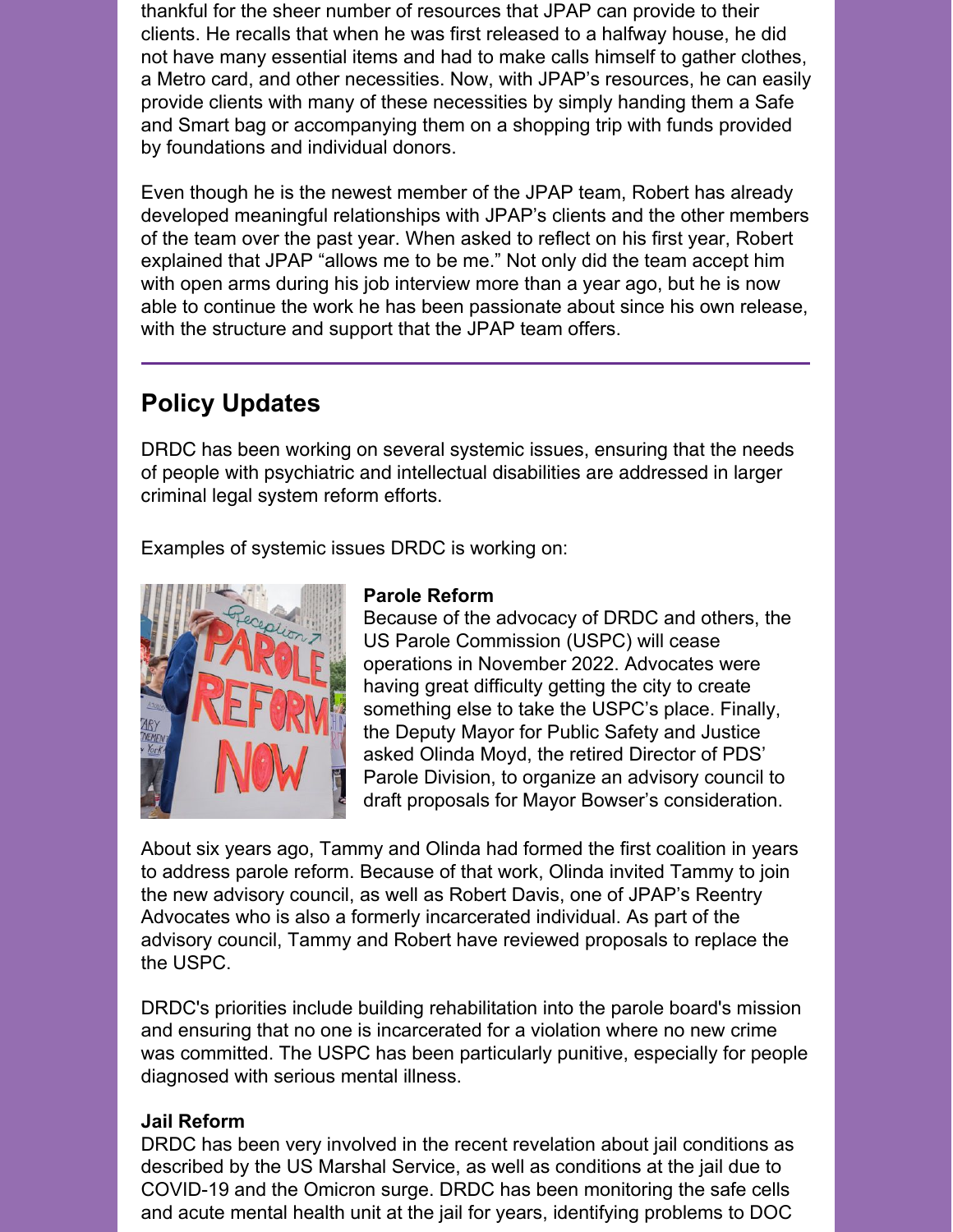thankful for the sheer number of resources that JPAP can provide to their clients. He recalls that when he was first released to a halfway house, he did not have many essential items and had to make calls himself to gather clothes, a Metro card, and other necessities. Now, with JPAP's resources, he can easily provide clients with many of these necessities by simply handing them a Safe and Smart bag or accompanying them on a shopping trip with funds provided by foundations and individual donors.

Even though he is the newest member of the JPAP team, Robert has already developed meaningful relationships with JPAP's clients and the other members of the team over the past year. When asked to reflect on his first year, Robert explained that JPAP "allows me to be me." Not only did the team accept him with open arms during his job interview more than a year ago, but he is now able to continue the work he has been passionate about since his own release, with the structure and support that the JPAP team offers.

---

## Policy Updates

DRDC has been working on several systemic issues, ensuring that the needs of people with psychiatric and intellectual disabilities are addressed in larger criminal legal system reform efforts.

Examples of systemic issues DRDC is working on:

**Parole Reform**
Because of the advocacy of DRDC and others, the US Parole Commission (USPC) will cease operations in November 2022. Advocates were having great difficulty getting the city to create something else to take the USPC's place. Finally, the Deputy Mayor for Public Safety and Justice asked Olinda Moyd, the retired Director of PDS' Parole Division, to organize an advisory council to draft proposals for Mayor Bowser's consideration.

About six years ago, Tammy and Olinda had formed the first coalition in years to address parole reform. Because of that work, Olinda invited Tammy to join the new advisory council, as well as Robert Davis, one of JPAP's Reentry Advocates who is also a formerly incarcerated individual. As part of the advisory council, Tammy and Robert have reviewed proposals to replace the the USPC.

DRDC's priorities include building rehabilitation into the parole board's mission and ensuring that no one is incarcerated for a violation where no new crime was committed. The USPC has been particularly punitive, especially for people diagnosed with serious mental illness.

**Jail Reform**
DRDC has been very involved in the recent revelation about jail conditions as described by the US Marshal Service, as well as conditions at the jail due to COVID-19 and the Omicron surge. DRDC has been monitoring the safe cells and acute mental health unit at the jail for years, identifying problems to DOC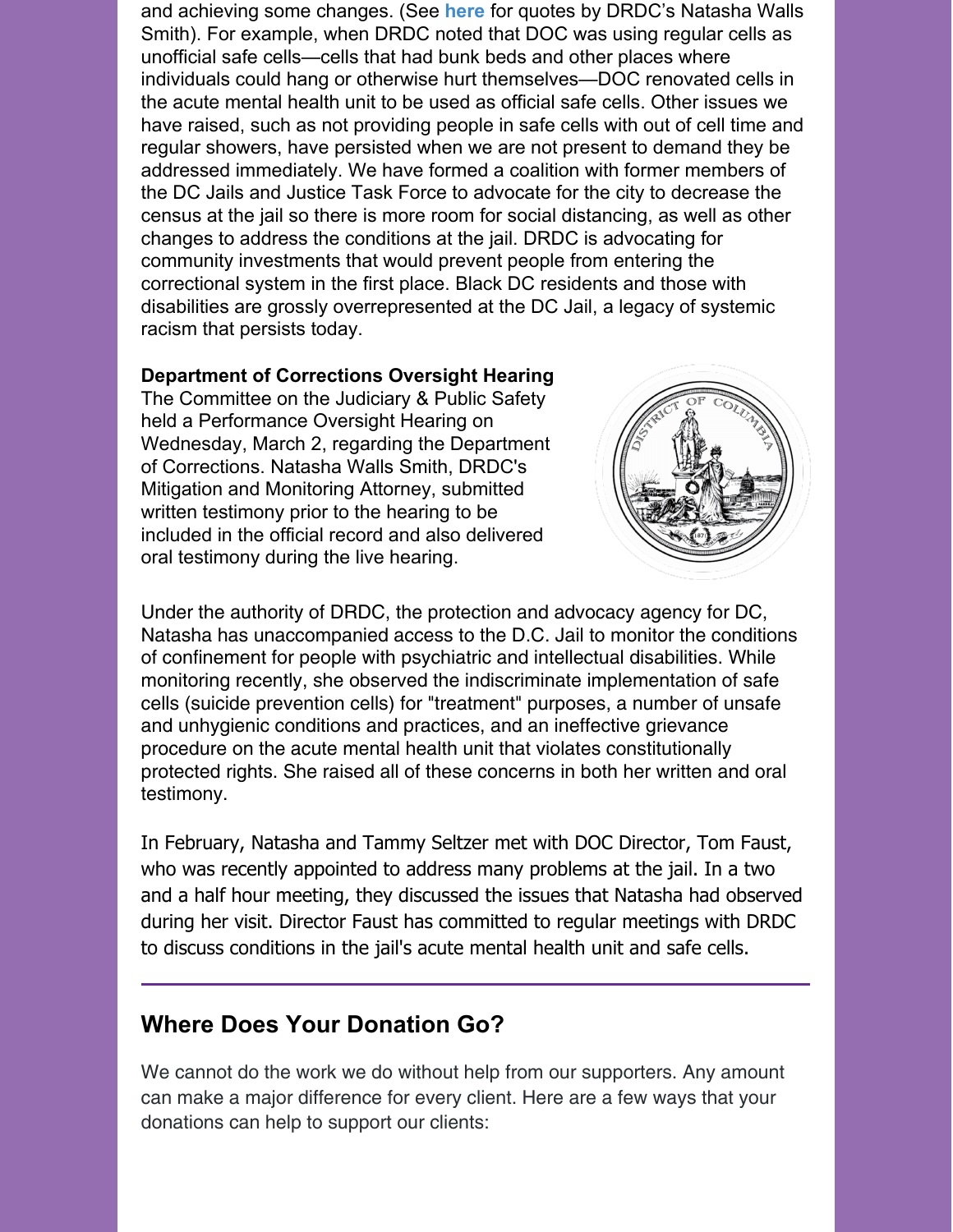and achieving some changes. (See **here** for quotes by DRDC's Natasha Walls Smith). For example, when DRDC noted that DOC was using regular cells as unofficial safe cells—cells that had bunk beds and other places where individuals could hang or otherwise hurt themselves—DOC renovated cells in the acute mental health unit to be used as official safe cells. Other issues we have raised, such as not providing people in safe cells with out of cell time and regular showers, have persisted when we are not present to demand they be addressed immediately. We have formed a coalition with former members of the DC Jails and Justice Task Force to advocate for the city to decrease the census at the jail so there is more room for social distancing, as well as other changes to address the conditions at the jail. DRDC is advocating for community investments that would prevent people from entering the correctional system in the first place. Black DC residents and those with disabilities are grossly overrepresented at the DC Jail, a legacy of systemic racism that persists today.

**Department of Corrections Oversight Hearing**

The Committee on the Judiciary & Public Safety held a Performance Oversight Hearing on Wednesday, March 2, regarding the Department of Corrections. Natasha Walls Smith, DRDC's Mitigation and Monitoring Attorney, submitted written testimony prior to the hearing to be included in the official record and also delivered oral testimony during the live hearing.

Under the authority of DRDC, the protection and advocacy agency for DC, Natasha has unaccompanied access to the D.C. Jail to monitor the conditions of confinement for people with psychiatric and intellectual disabilities. While monitoring recently, she observed the indiscriminate implementation of safe cells (suicide prevention cells) for "treatment" purposes, a number of unsafe and unhygienic conditions and practices, and an ineffective grievance procedure on the acute mental health unit that violates constitutionally protected rights. She raised all of these concerns in both her written and oral testimony.

In February, Natasha and Tammy Seltzer met with DOC Director, Tom Faust, who was recently appointed to address many problems at the jail. In a two and a half hour meeting, they discussed the issues that Natasha had observed during her visit. Director Faust has committed to regular meetings with DRDC to discuss conditions in the jail's acute mental health unit and safe cells.

---

## Where Does Your Donation Go?

We cannot do the work we do without help from our supporters. Any amount can make a major difference for every client. Here are a few ways that your donations can help to support our clients: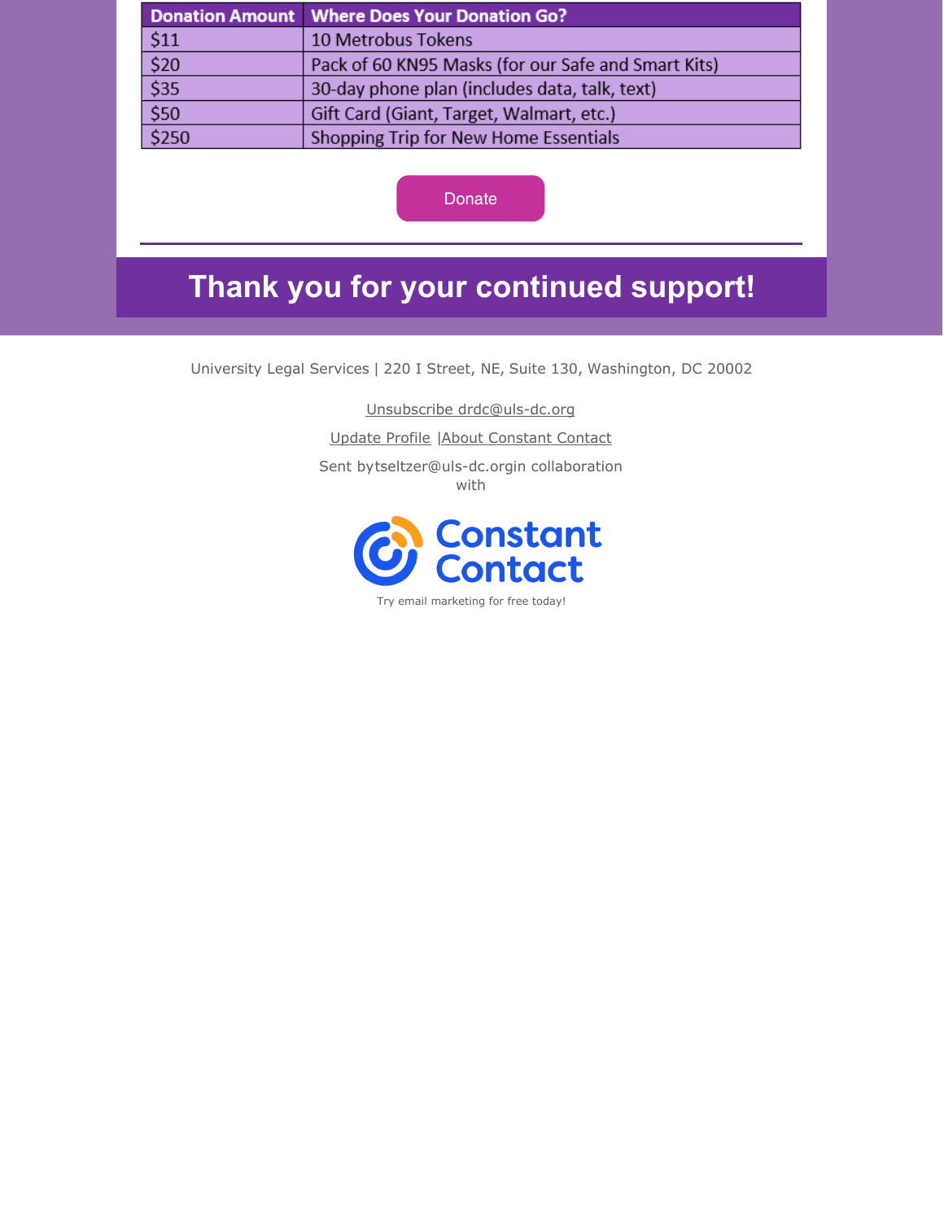| Donation Amount | Where Does Your Donation Go? |
| --- | --- |
| $11 | 10 Metrobus Tokens |
| $20 | Pack of 60 KN95 Masks (for our Safe and Smart Kits) |
| $35 | 30-day phone plan (includes data, talk, text) |
| $50 | Gift Card (Giant, Target, Walmart, etc.) |
| $250 | Shopping Trip for New Home Essentials |

Donate

# Thank you for your continued support!

University Legal Services | 220 I Street, NE, Suite 130, Washington, DC 20002

Unsubscribe drdc@uls-dc.org

Update Profile |About Constant Contact

Sent bytseltzer@uls-dc.orgin collaboration with

Constant Contact

Try email marketing for free today!